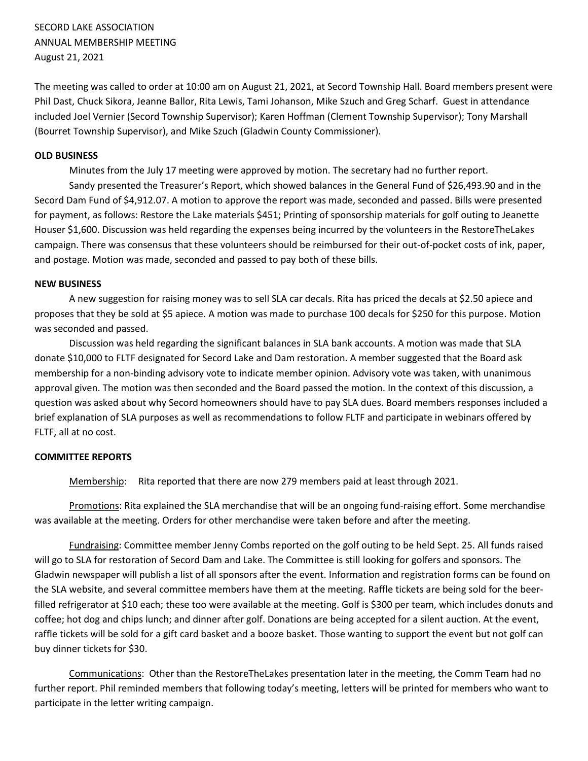SECORD LAKE ASSOCIATION
ANNUAL MEMBERSHIP MEETING
August 21, 2021

The meeting was called to order at 10:00 am on August 21, 2021, at Secord Township Hall. Board members present were Phil Dast, Chuck Sikora, Jeanne Ballor, Rita Lewis, Tami Johanson, Mike Szuch and Greg Scharf. Guest in attendance included Joel Vernier (Secord Township Supervisor); Karen Hoffman (Clement Township Supervisor); Tony Marshall (Bourret Township Supervisor), and Mike Szuch (Gladwin County Commissioner).

**OLD BUSINESS**

Minutes from the July 17 meeting were approved by motion. The secretary had no further report.

Sandy presented the Treasurer's Report, which showed balances in the General Fund of $26,493.90 and in the Secord Dam Fund of $4,912.07. A motion to approve the report was made, seconded and passed. Bills were presented for payment, as follows: Restore the Lake materials $451; Printing of sponsorship materials for golf outing to Jeanette Houser $1,600. Discussion was held regarding the expenses being incurred by the volunteers in the RestoreTheLakes campaign. There was consensus that these volunteers should be reimbursed for their out-of-pocket costs of ink, paper, and postage. Motion was made, seconded and passed to pay both of these bills.

**NEW BUSINESS**

A new suggestion for raising money was to sell SLA car decals. Rita has priced the decals at $2.50 apiece and proposes that they be sold at $5 apiece. A motion was made to purchase 100 decals for $250 for this purpose. Motion was seconded and passed.

Discussion was held regarding the significant balances in SLA bank accounts. A motion was made that SLA donate $10,000 to FLTF designated for Secord Lake and Dam restoration. A member suggested that the Board ask membership for a non-binding advisory vote to indicate member opinion. Advisory vote was taken, with unanimous approval given. The motion was then seconded and the Board passed the motion. In the context of this discussion, a question was asked about why Secord homeowners should have to pay SLA dues. Board members responses included a brief explanation of SLA purposes as well as recommendations to follow FLTF and participate in webinars offered by FLTF, all at no cost.

**COMMITTEE REPORTS**

Membership: Rita reported that there are now 279 members paid at least through 2021.

Promotions: Rita explained the SLA merchandise that will be an ongoing fund-raising effort. Some merchandise was available at the meeting. Orders for other merchandise were taken before and after the meeting.

Fundraising: Committee member Jenny Combs reported on the golf outing to be held Sept. 25. All funds raised will go to SLA for restoration of Secord Dam and Lake. The Committee is still looking for golfers and sponsors. The Gladwin newspaper will publish a list of all sponsors after the event. Information and registration forms can be found on the SLA website, and several committee members have them at the meeting. Raffle tickets are being sold for the beer-filled refrigerator at $10 each; these too were available at the meeting. Golf is $300 per team, which includes donuts and coffee; hot dog and chips lunch; and dinner after golf. Donations are being accepted for a silent auction. At the event, raffle tickets will be sold for a gift card basket and a booze basket. Those wanting to support the event but not golf can buy dinner tickets for $30.

Communications: Other than the RestoreTheLakes presentation later in the meeting, the Comm Team had no further report. Phil reminded members that following today's meeting, letters will be printed for members who want to participate in the letter writing campaign.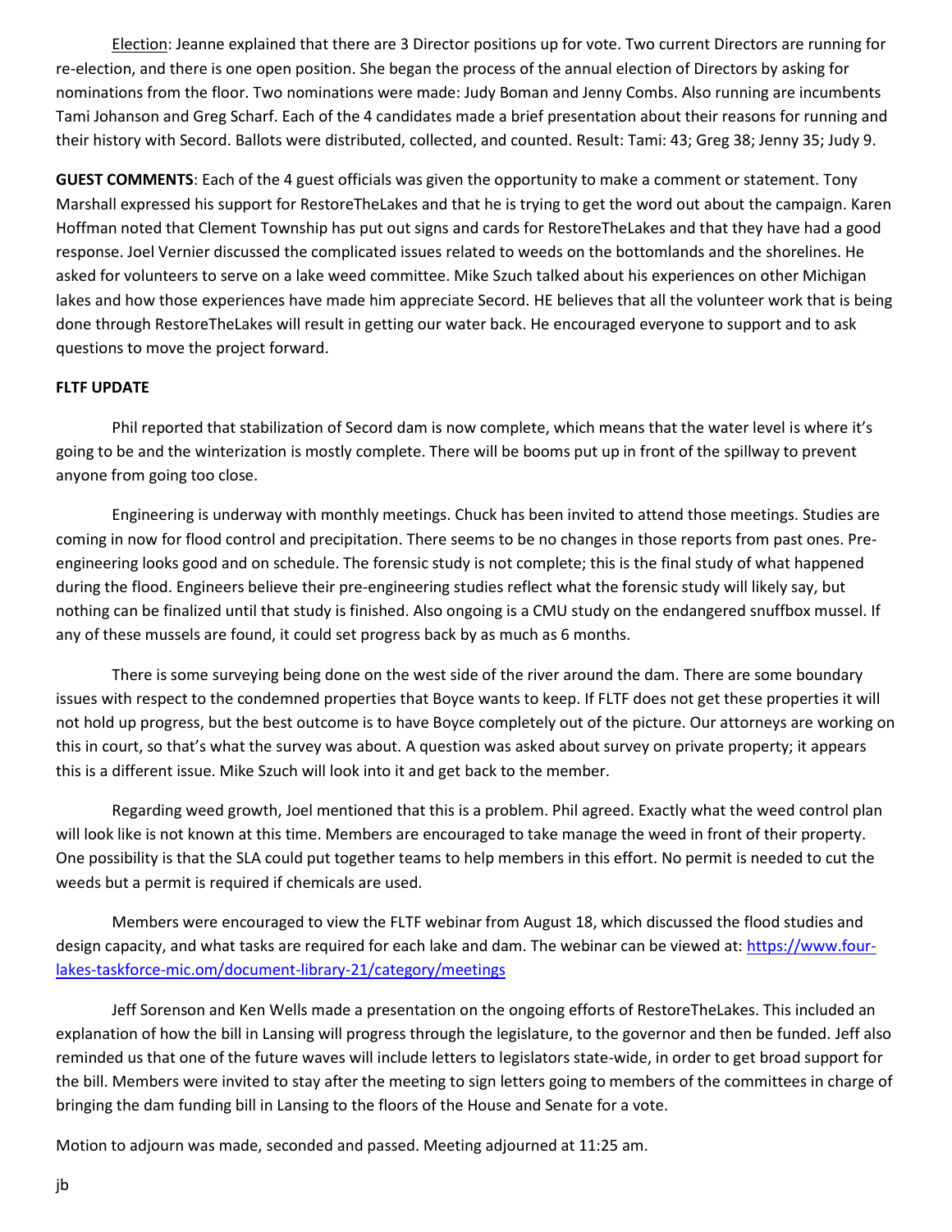Election: Jeanne explained that there are 3 Director positions up for vote. Two current Directors are running for re-election, and there is one open position. She began the process of the annual election of Directors by asking for nominations from the floor. Two nominations were made: Judy Boman and Jenny Combs. Also running are incumbents Tami Johanson and Greg Scharf. Each of the 4 candidates made a brief presentation about their reasons for running and their history with Secord. Ballots were distributed, collected, and counted. Result: Tami: 43; Greg 38; Jenny 35; Judy 9.

**GUEST COMMENTS**: Each of the 4 guest officials was given the opportunity to make a comment or statement. Tony Marshall expressed his support for RestoreTheLakes and that he is trying to get the word out about the campaign. Karen Hoffman noted that Clement Township has put out signs and cards for RestoreTheLakes and that they have had a good response. Joel Vernier discussed the complicated issues related to weeds on the bottomlands and the shorelines. He asked for volunteers to serve on a lake weed committee. Mike Szuch talked about his experiences on other Michigan lakes and how those experiences have made him appreciate Secord. HE believes that all the volunteer work that is being done through RestoreTheLakes will result in getting our water back. He encouraged everyone to support and to ask questions to move the project forward.

**FLTF UPDATE**

Phil reported that stabilization of Secord dam is now complete, which means that the water level is where it's going to be and the winterization is mostly complete. There will be booms put up in front of the spillway to prevent anyone from going too close.

Engineering is underway with monthly meetings. Chuck has been invited to attend those meetings. Studies are coming in now for flood control and precipitation. There seems to be no changes in those reports from past ones. Pre-engineering looks good and on schedule. The forensic study is not complete; this is the final study of what happened during the flood. Engineers believe their pre-engineering studies reflect what the forensic study will likely say, but nothing can be finalized until that study is finished. Also ongoing is a CMU study on the endangered snuffbox mussel. If any of these mussels are found, it could set progress back by as much as 6 months.

There is some surveying being done on the west side of the river around the dam. There are some boundary issues with respect to the condemned properties that Boyce wants to keep. If FLTF does not get these properties it will not hold up progress, but the best outcome is to have Boyce completely out of the picture. Our attorneys are working on this in court, so that's what the survey was about. A question was asked about survey on private property; it appears this is a different issue. Mike Szuch will look into it and get back to the member.

Regarding weed growth, Joel mentioned that this is a problem. Phil agreed. Exactly what the weed control plan will look like is not known at this time. Members are encouraged to take manage the weed in front of their property. One possibility is that the SLA could put together teams to help members in this effort. No permit is needed to cut the weeds but a permit is required if chemicals are used.

Members were encouraged to view the FLTF webinar from August 18, which discussed the flood studies and design capacity, and what tasks are required for each lake and dam. The webinar can be viewed at: https://www.four-lakes-taskforce-mic.om/document-library-21/category/meetings

Jeff Sorenson and Ken Wells made a presentation on the ongoing efforts of RestoreTheLakes. This included an explanation of how the bill in Lansing will progress through the legislature, to the governor and then be funded. Jeff also reminded us that one of the future waves will include letters to legislators state-wide, in order to get broad support for the bill. Members were invited to stay after the meeting to sign letters going to members of the committees in charge of bringing the dam funding bill in Lansing to the floors of the House and Senate for a vote.

Motion to adjourn was made, seconded and passed. Meeting adjourned at 11:25 am.

jb